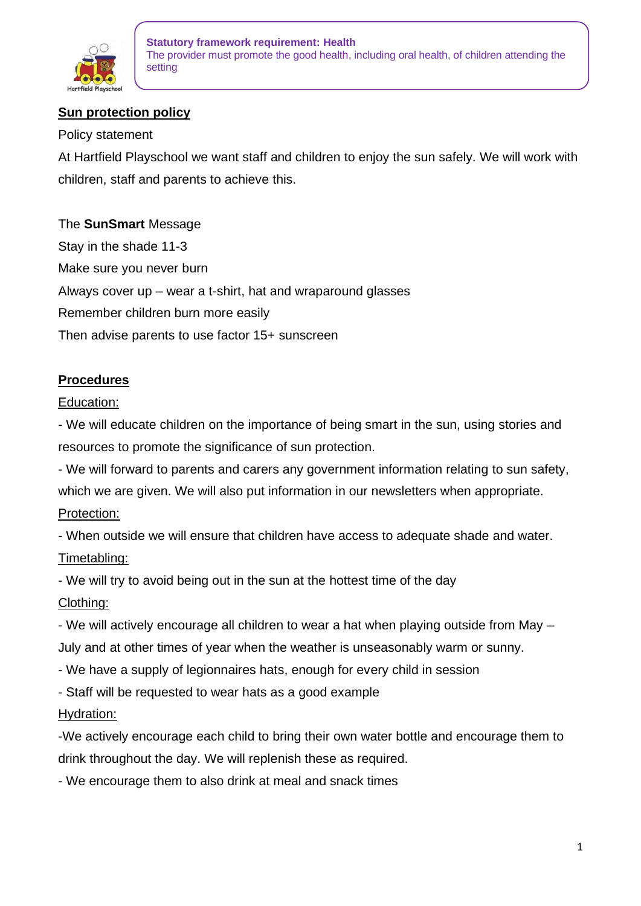**Statutory framework requirement: Health**
The provider must promote the good health, including oral health, of children attending the setting

## Sun protection policy

Policy statement

At Hartfield Playschool we want staff and children to enjoy the sun safely. We will work with children, staff and parents to achieve this.

The **SunSmart** Message

Stay in the shade 11-3

Make sure you never burn

Always cover up – wear a t-shirt, hat and wraparound glasses

Remember children burn more easily

Then advise parents to use factor 15+ sunscreen

## Procedures

Education:

- We will educate children on the importance of being smart in the sun, using stories and resources to promote the significance of sun protection.
- We will forward to parents and carers any government information relating to sun safety, which we are given. We will also put information in our newsletters when appropriate.

Protection:

- When outside we will ensure that children have access to adequate shade and water.

Timetabling:

- We will try to avoid being out in the sun at the hottest time of the day

Clothing:

- We will actively encourage all children to wear a hat when playing outside from May – July and at other times of year when the weather is unseasonably warm or sunny.
- We have a supply of legionnaires hats, enough for every child in session
- Staff will be requested to wear hats as a good example

Hydration:

- We actively encourage each child to bring their own water bottle and encourage them to drink throughout the day. We will replenish these as required.
- We encourage them to also drink at meal and snack times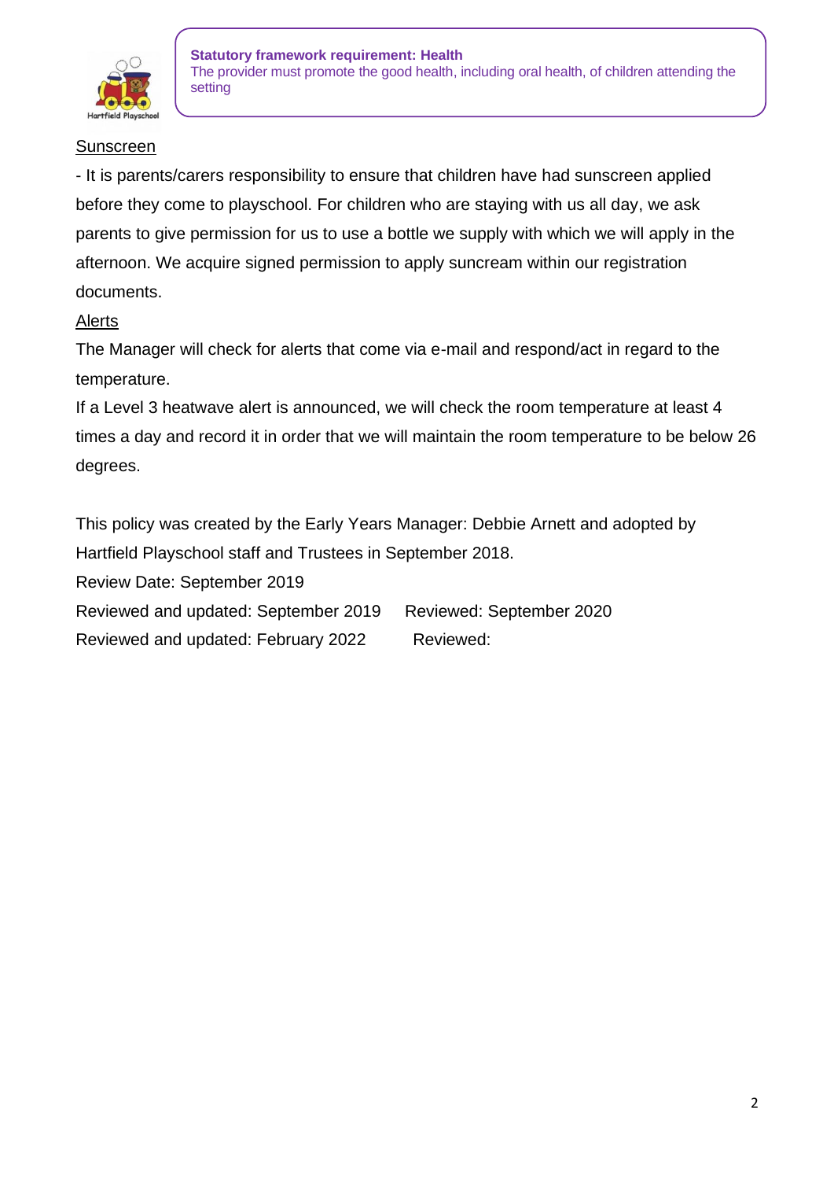**Statutory framework requirement: Health**
The provider must promote the good health, including oral health, of children attending the setting

Sunscreen

- It is parents/carers responsibility to ensure that children have had sunscreen applied before they come to playschool. For children who are staying with us all day, we ask parents to give permission for us to use a bottle we supply with which we will apply in the afternoon. We acquire signed permission to apply suncream within our registration documents.

Alerts

The Manager will check for alerts that come via e-mail and respond/act in regard to the temperature.

If a Level 3 heatwave alert is announced, we will check the room temperature at least 4 times a day and record it in order that we will maintain the room temperature to be below 26 degrees.

This policy was created by the Early Years Manager: Debbie Arnett and adopted by Hartfield Playschool staff and Trustees in September 2018.

Review Date: September 2019

Reviewed and updated: September 2019 Reviewed: September 2020

Reviewed and updated: February 2022 Reviewed: